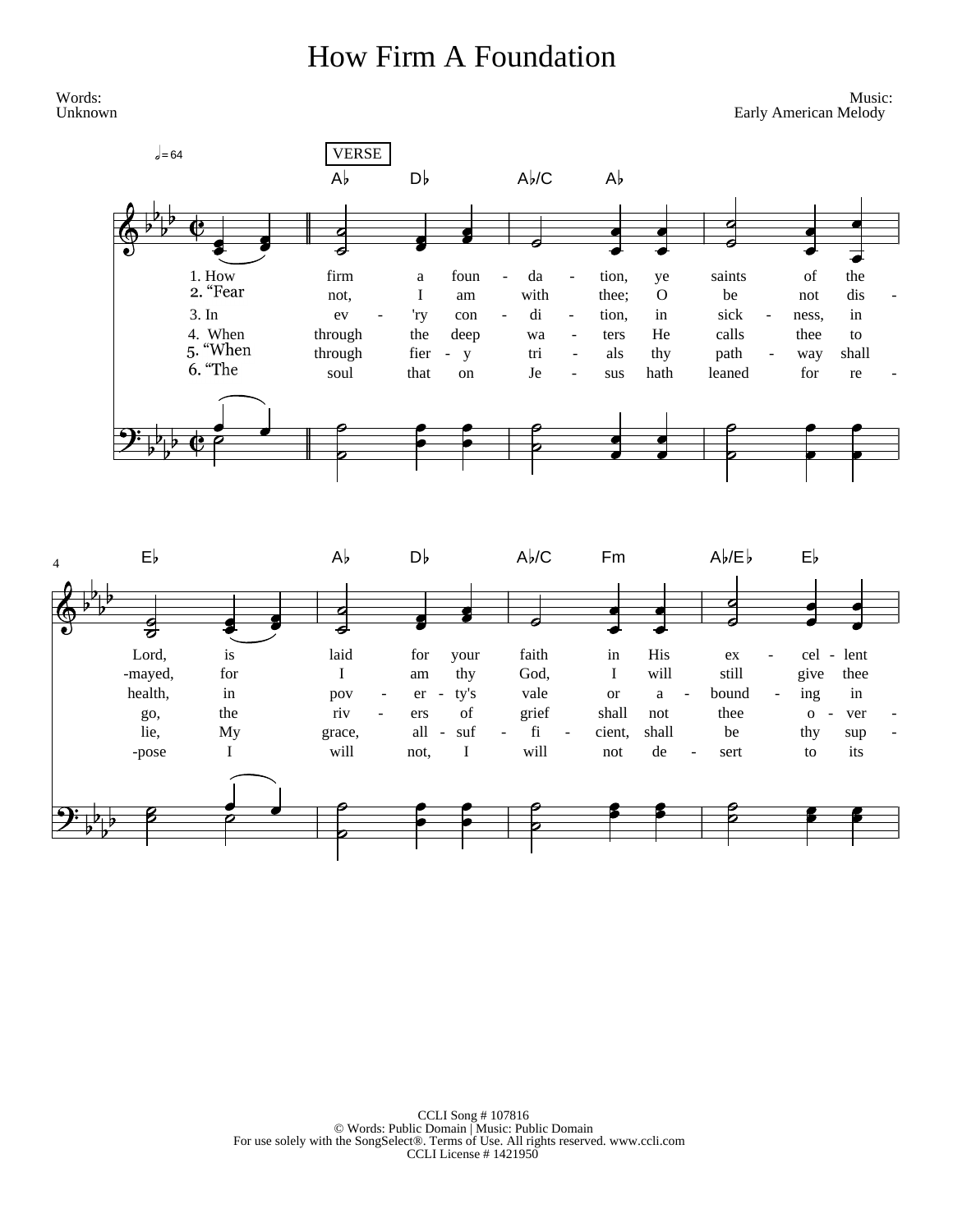# How Firm A Foundation

Words:
Unknown

Music:
Early American Melody

𝅗𝅥 = 64

VERSE

A♭ D♭ A♭/C A♭

1. How firm a foun - da - tion, ye saints of the
2. "Fear not, I am with thee; O be not dis -
3. In ev - 'ry con - di - tion, in sick - ness, in
4. When through the deep wa - ters He calls thee to
5. "When through fier - y tri - als thy path - way shall
6. "The soul that on Je - sus hath leaned for re -

E♭ A♭ D♭ A♭/C Fm A♭/E♭ E♭

Lord, is laid for your faith in His ex - cel - lent
-mayed, for I am thy God, I will still give thee
health, in pov - er - ty's vale or a - bound - ing in
go, the riv - ers of grief shall not thee o - ver -
lie, My grace, all - suf - fi - cient, shall be thy sup -
-pose I will not, I will not de - sert to its

CCLI Song # 107816
© Words: Public Domain | Music: Public Domain
For use solely with the SongSelect®. Terms of Use. All rights reserved. www.ccli.com
CCLI License # 1421950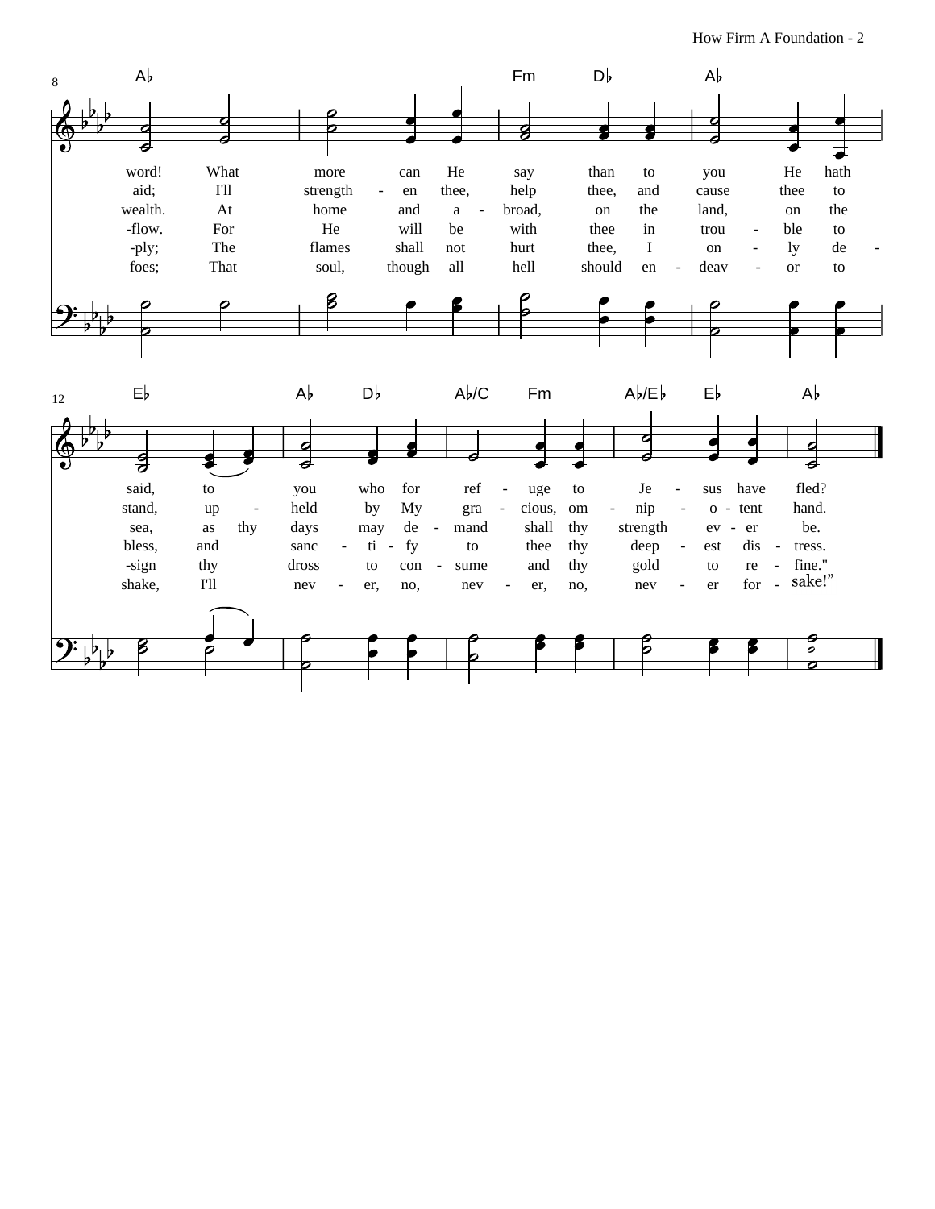8

A♭ Fm D♭ A♭

word! What more can He say than to you He hath
aid; I'll strength - en thee, help thee, and cause thee to
wealth. At home and a - broad, on the land, on the
-flow. For He will be with thee in trou - ble to
-ply; The flames shall not hurt thee, I on - ly de -
foes; That soul, though all hell should en - deav - or to

12

E♭ A♭ D♭ A♭/C Fm A♭/E♭ E♭ A♭

said, to you who for ref - uge to Je - sus have fled?
stand, up - held by My gra - cious, om - nip - o - tent hand.
sea, as thy days may de - mand shall thy strength ev - er be.
bless, and sanc - ti - fy to thee thy deep - est dis - tress.
-sign thy dross to con - sume and thy gold to re - fine."
shake, I'll nev - er, no, nev - er, no, nev - er for - sake!"